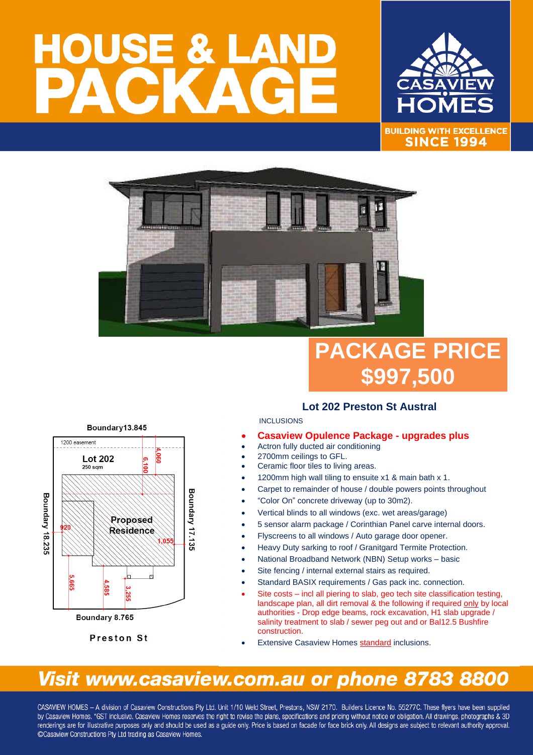# HOUSE & LAND PACKAGE

CASAVIEW HOMES

BUILDING WITH EXCELLENCE SINCE 1994

## PACKAGE PRICE $997,500

### Lot 202 Preston St Austral

Boundary13.845

1200 easement

Lot 202
250 sqm

Proposed Residence

4,060

6,100

920

1,055

5,665

4,585

3,255

Boundary 18.235

Boundary 17.135

Boundary 8.765

Preston St

INCLUSIONS

- **Casaview Opulence Package - upgrades plus**
- Actron fully ducted air conditioning
- 2700mm ceilings to GFL.
- Ceramic floor tiles to living areas.
- 1200mm high wall tiling to ensuite x1 & main bath x 1.
- Carpet to remainder of house / double powers points throughout
- “Color On” concrete driveway (up to 30m2).
- Vertical blinds to all windows (exc. wet areas/garage)
- 5 sensor alarm package / Corinthian Panel carve internal doors.
- Flyscreens to all windows / Auto garage door opener.
- Heavy Duty sarking to roof / Granitgard Termite Protection.
- National Broadband Network (NBN) Setup works – basic
- Site fencing / internal external stairs as required.
- Standard BASIX requirements / Gas pack inc. connection.
- Site costs – incl all piering to slab, geo tech site classification testing, landscape plan, all dirt removal & the following if required only by local authorities - Drop edge beams, rock excavation, H1 slab upgrade / salinity treatment to slab / sewer peg out and or Bal12.5 Bushfire construction.
- Extensive Casaview Homes standard inclusions.

## *Visit www.casaview.com.au or phone 8783 8800*

CASAVIEW HOMES – A division of Casaview Constructions Pty Ltd. Unit 1/10 Weld Street, Prestons, NSW 2170. Builders Licence No. 55277C. These flyers have been supplied by Casaview Homes. *GST inclusive. Casaview Homes reserves the right to revise the plans, specifications and pricing without notice or obligation. All drawings, photographs & 3D renderings are for illustrative purposes only and should be used as a guide only. Price is based on facade for face brick only. All designs are subject to relevant authority approval. ©Casaview Constructions Pty Ltd trading as Casaview Homes.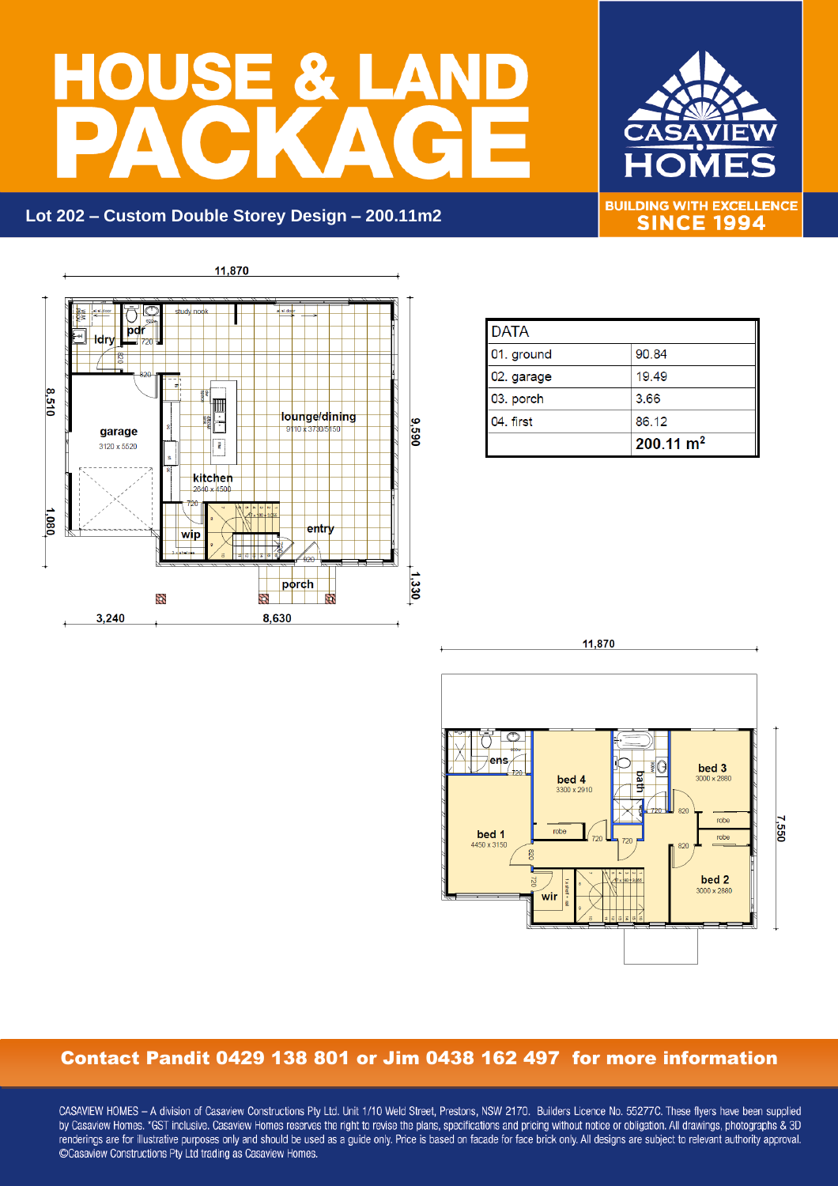# HOUSE & LAND PACKAGE

CASAVIEW HOMES

BUILDING WITH EXCELLENCE SINCE 1994

## Lot 202 – Custom Double Storey Design – 200.11m2

| DATA | |
|---|---|
| 01. ground | 90.84 |
| 02. garage | 19.49 |
| 03. porch | 3.66 |
| 04. first | 86.12 |
| | **200.11 m²** |

11,870

ldry
pdr
study nook
garage
3120 x 5520
lounge/dining
9110 x 3730/5150
kitchen
2640 x 4500
wip
entry
porch

8,510
1,080
9,590
1,330
3,240
8,630

11,870

ens
bed 4
3300 x 2910
bath
bed 3
3000 x 2880
bed 1
4450 x 3150
robe
wir
bed 2
3000 x 2880

7,550

**Contact Pandit 0429 138 801 or Jim 0438 162 497 for more information**

CASAVIEW HOMES – A division of Casaview Constructions Pty Ltd. Unit 1/10 Weld Street, Prestons, NSW 2170. Builders Licence No. 55277C. These flyers have been supplied by Casaview Homes. *GST inclusive. Casaview Homes reserves the right to revise the plans, specifications and pricing without notice or obligation. All drawings, photographs & 3D renderings are for illustrative purposes only and should be used as a guide only. Price is based on facade for face brick only. All designs are subject to relevant authority approval. ©Casaview Constructions Pty Ltd trading as Casaview Homes.